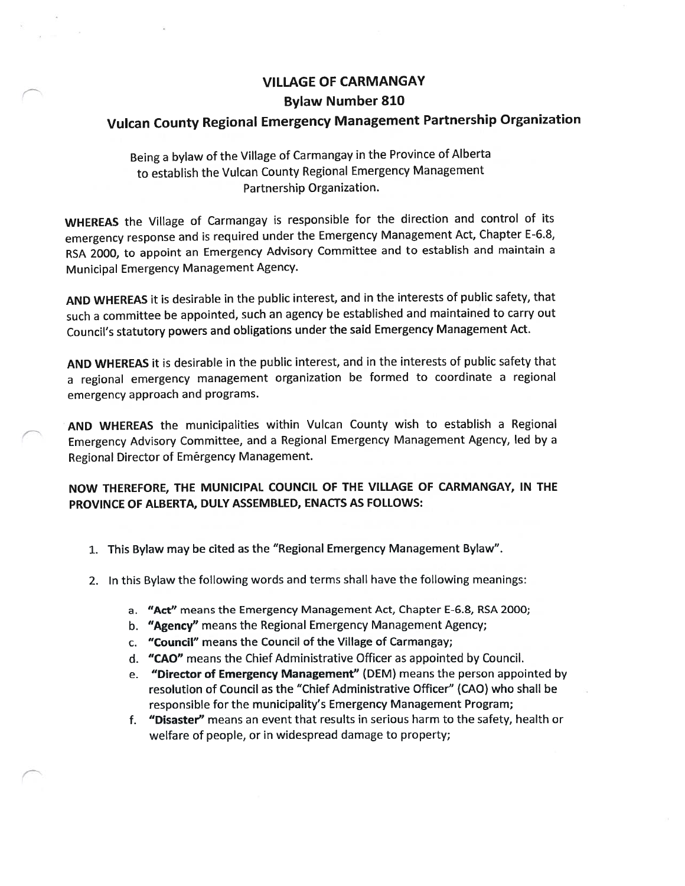# VILLAGE OF CARMANGAY

## Bylaw Number 810

## Vulcan County Regional Emergency Management Partnership Organization

Being a bylaw of the Village of Carmangay in the Province of Alberta to establish the Vulcan County Regional Emergency Management Partnership Organization.

**WHEREAS** the Village of Carmangay is responsible for the direction and control of its emergency response and is required under the Emergency Management Act, Chapter E-6.8, RSA 2000, to appoint an Emergency Advisory Committee and to establish and maintain a Municipal Emergency Management Agency.

**AND WHEREAS** it is desirable in the public interest, and in the interests of public safety, that such a committee be appointed, such an agency be established and maintained to carry out Council's statutory powers and obligations under the said Emergency Management Act.

**AND WHEREAS** it is desirable in the public interest, and in the interests of public safety that a regional emergency management organization be formed to coordinate a regional emergency approach and programs.

**AND WHEREAS** the municipalities within Vulcan County wish to establish a Regional Emergency Advisory Committee, and a Regional Emergency Management Agency, led by a Regional Director of Emërgency Management.

**NOW THEREFORE, THE MUNICIPAL COUNCIL OF THE VILLAGE OF CARMANGAY, IN THE PROVINCE OF ALBERTA, DULY ASSEMBLED, ENACTS AS FOLLOWS:**

1. This Bylaw may be cited as the "Regional Emergency Management Bylaw".
2. In this Bylaw the following words and terms shall have the following meanings:
   a. **"Act"** means the Emergency Management Act, Chapter E-6.8, RSA 2000;
   b. **"Agency"** means the Regional Emergency Management Agency;
   c. **"Council"** means the Council of the Village of Carmangay;
   d. **"CAO"** means the Chief Administrative Officer as appointed by Council.
   e. **"Director of Emergency Management"** (DEM) means the person appointed by resolution of Council as the "Chief Administrative Officer" (CAO) who shall be responsible for the municipality's Emergency Management Program;
   f. **"Disaster"** means an event that results in serious harm to the safety, health or welfare of people, or in widespread damage to property;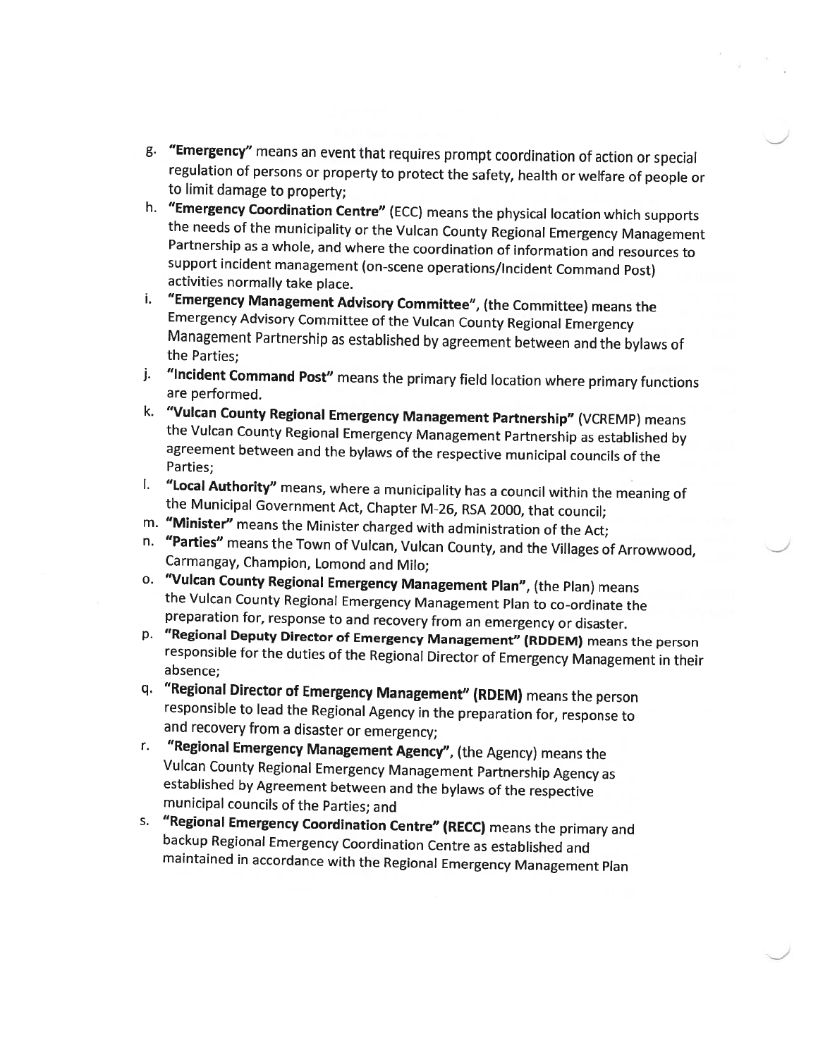g. **"Emergency"** means an event that requires prompt coordination of action or special regulation of persons or property to protect the safety, health or welfare of people or to limit damage to property;

h. **"Emergency Coordination Centre"** (ECC) means the physical location which supports the needs of the municipality or the Vulcan County Regional Emergency Management Partnership as a whole, and where the coordination of information and resources to support incident management (on-scene operations/Incident Command Post) activities normally take place.

i. **"Emergency Management Advisory Committee"**, (the Committee) means the Emergency Advisory Committee of the Vulcan County Regional Emergency Management Partnership as established by agreement between and the bylaws of the Parties;

j. **"Incident Command Post"** means the primary field location where primary functions are performed.

k. **"Vulcan County Regional Emergency Management Partnership"** (VCREMP) means the Vulcan County Regional Emergency Management Partnership as established by agreement between and the bylaws of the respective municipal councils of the Parties;

l. **"Local Authority"** means, where a municipality has a council within the meaning of the Municipal Government Act, Chapter M-26, RSA 2000, that council;

m. **"Minister"** means the Minister charged with administration of the Act;

n. **"Parties"** means the Town of Vulcan, Vulcan County, and the Villages of Arrowwood, Carmangay, Champion, Lomond and Milo;

o. **"Vulcan County Regional Emergency Management Plan"**, (the Plan) means the Vulcan County Regional Emergency Management Plan to co-ordinate the preparation for, response to and recovery from an emergency or disaster.

p. **"Regional Deputy Director of Emergency Management" (RDDEM)** means the person responsible for the duties of the Regional Director of Emergency Management in their absence;

q. **"Regional Director of Emergency Management" (RDEM)** means the person responsible to lead the Regional Agency in the preparation for, response to and recovery from a disaster or emergency;

r. **"Regional Emergency Management Agency"**, (the Agency) means the Vulcan County Regional Emergency Management Partnership Agency as established by Agreement between and the bylaws of the respective municipal councils of the Parties; and

s. **"Regional Emergency Coordination Centre" (RECC)** means the primary and backup Regional Emergency Coordination Centre as established and maintained in accordance with the Regional Emergency Management Plan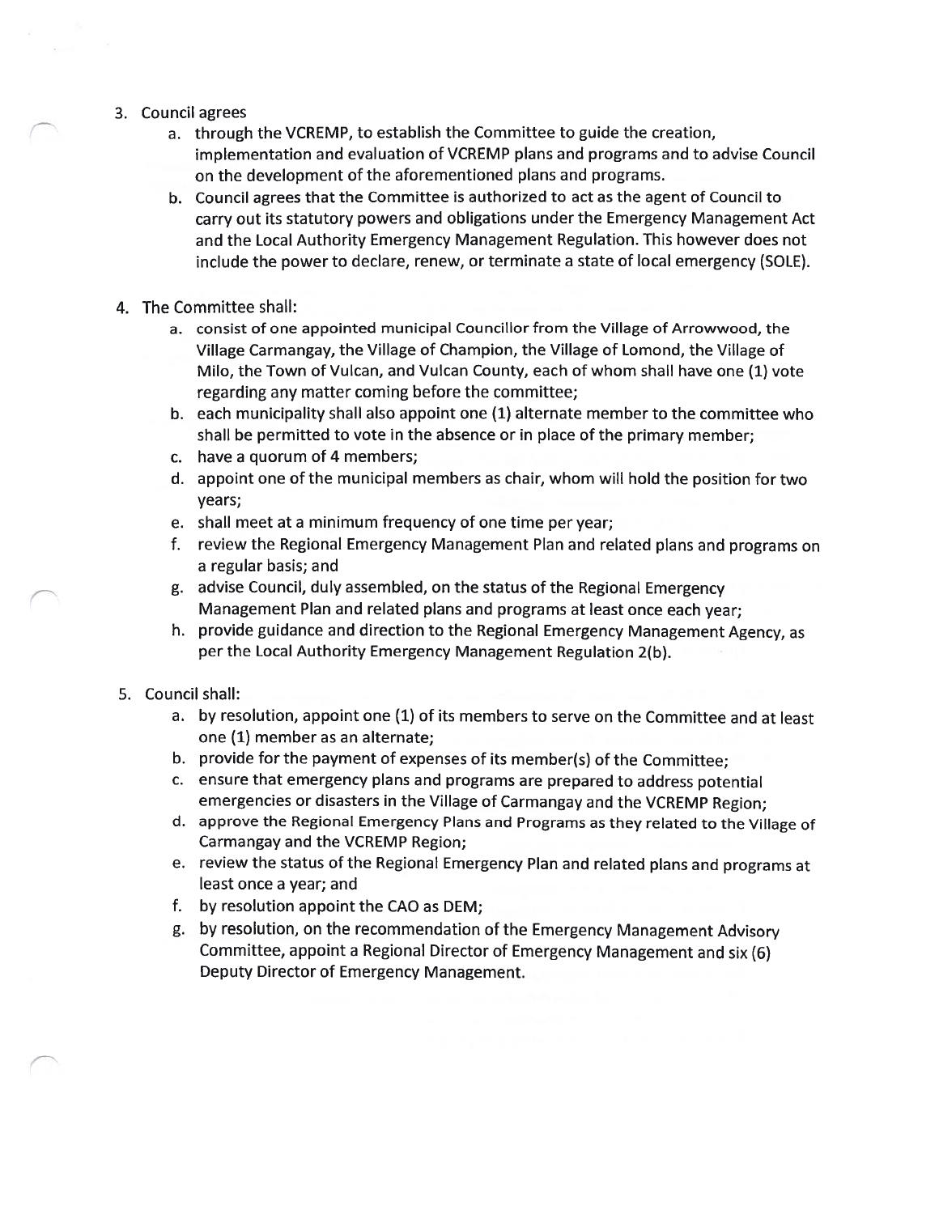3. Council agrees
    a. through the VCREMP, to establish the Committee to guide the creation, implementation and evaluation of VCREMP plans and programs and to advise Council on the development of the aforementioned plans and programs.
    b. Council agrees that the Committee is authorized to act as the agent of Council to carry out its statutory powers and obligations under the Emergency Management Act and the Local Authority Emergency Management Regulation. This however does not include the power to declare, renew, or terminate a state of local emergency (SOLE).

4. The Committee shall:
    a. consist of one appointed municipal Councillor from the Village of Arrowwood, the Village Carmangay, the Village of Champion, the Village of Lomond, the Village of Milo, the Town of Vulcan, and Vulcan County, each of whom shall have one (1) vote regarding any matter coming before the committee;
    b. each municipality shall also appoint one (1) alternate member to the committee who shall be permitted to vote in the absence or in place of the primary member;
    c. have a quorum of 4 members;
    d. appoint one of the municipal members as chair, whom will hold the position for two years;
    e. shall meet at a minimum frequency of one time per year;
    f. review the Regional Emergency Management Plan and related plans and programs on a regular basis; and
    g. advise Council, duly assembled, on the status of the Regional Emergency Management Plan and related plans and programs at least once each year;
    h. provide guidance and direction to the Regional Emergency Management Agency, as per the Local Authority Emergency Management Regulation 2(b).

5. Council shall:
    a. by resolution, appoint one (1) of its members to serve on the Committee and at least one (1) member as an alternate;
    b. provide for the payment of expenses of its member(s) of the Committee;
    c. ensure that emergency plans and programs are prepared to address potential emergencies or disasters in the Village of Carmangay and the VCREMP Region;
    d. approve the Regional Emergency Plans and Programs as they related to the Village of Carmangay and the VCREMP Region;
    e. review the status of the Regional Emergency Plan and related plans and programs at least once a year; and
    f. by resolution appoint the CAO as DEM;
    g. by resolution, on the recommendation of the Emergency Management Advisory Committee, appoint a Regional Director of Emergency Management and six (6) Deputy Director of Emergency Management.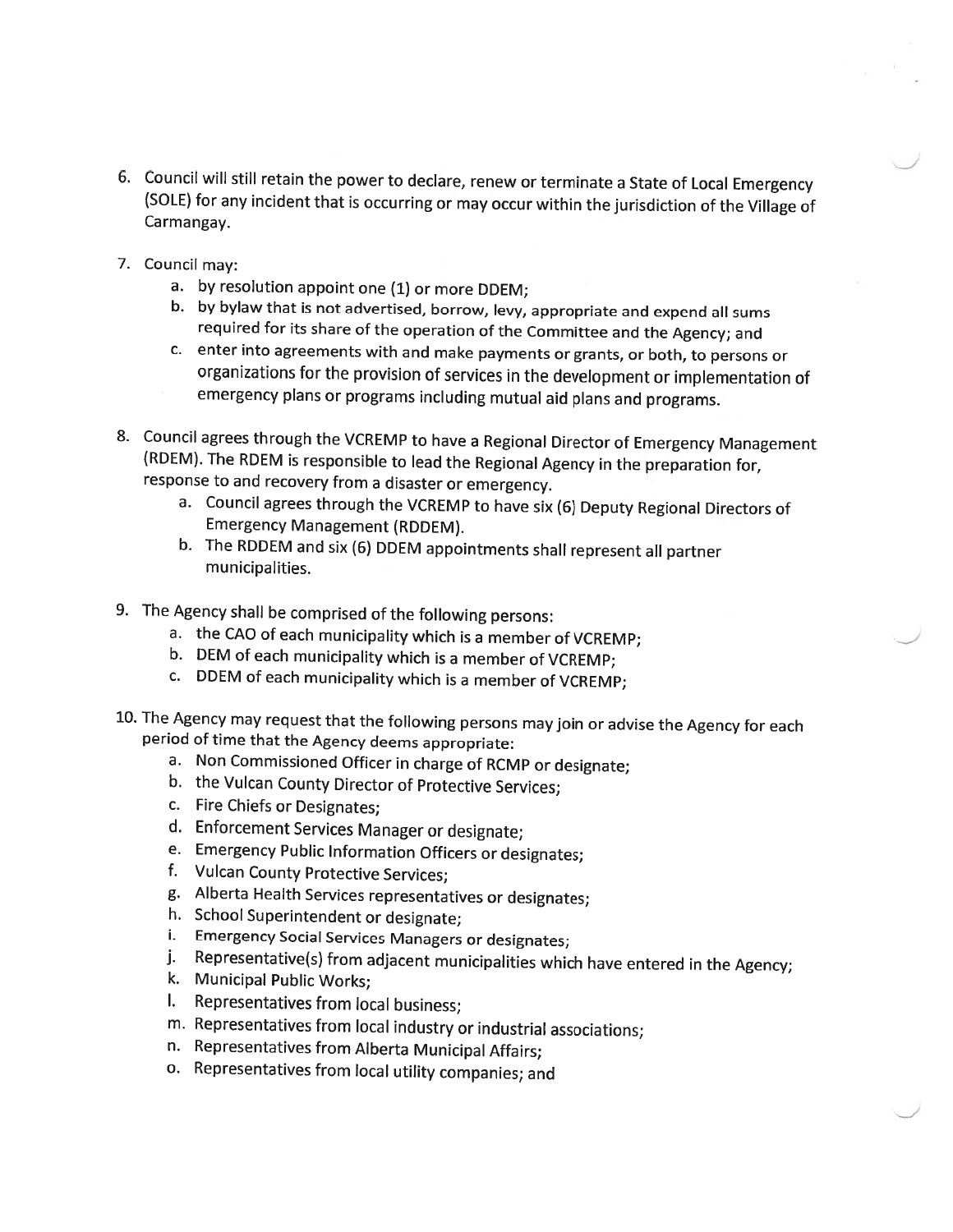6. Council will still retain the power to declare, renew or terminate a State of Local Emergency (SOLE) for any incident that is occurring or may occur within the jurisdiction of the Village of Carmangay.

7. Council may:
   a. by resolution appoint one (1) or more DDEM;
   b. by bylaw that is not advertised, borrow, levy, appropriate and expend all sums required for its share of the operation of the Committee and the Agency; and
   c. enter into agreements with and make payments or grants, or both, to persons or organizations for the provision of services in the development or implementation of emergency plans or programs including mutual aid plans and programs.

8. Council agrees through the VCREMP to have a Regional Director of Emergency Management (RDEM). The RDEM is responsible to lead the Regional Agency in the preparation for, response to and recovery from a disaster or emergency.
   a. Council agrees through the VCREMP to have six (6) Deputy Regional Directors of Emergency Management (RDDEM).
   b. The RDDEM and six (6) DDEM appointments shall represent all partner municipalities.

9. The Agency shall be comprised of the following persons:
   a. the CAO of each municipality which is a member of VCREMP;
   b. DEM of each municipality which is a member of VCREMP;
   c. DDEM of each municipality which is a member of VCREMP;

10. The Agency may request that the following persons may join or advise the Agency for each period of time that the Agency deems appropriate:
    a. Non Commissioned Officer in charge of RCMP or designate;
    b. the Vulcan County Director of Protective Services;
    c. Fire Chiefs or Designates;
    d. Enforcement Services Manager or designate;
    e. Emergency Public Information Officers or designates;
    f. Vulcan County Protective Services;
    g. Alberta Health Services representatives or designates;
    h. School Superintendent or designate;
    i. Emergency Social Services Managers or designates;
    j. Representative(s) from adjacent municipalities which have entered in the Agency;
    k. Municipal Public Works;
    l. Representatives from local business;
    m. Representatives from local industry or industrial associations;
    n. Representatives from Alberta Municipal Affairs;
    o. Representatives from local utility companies; and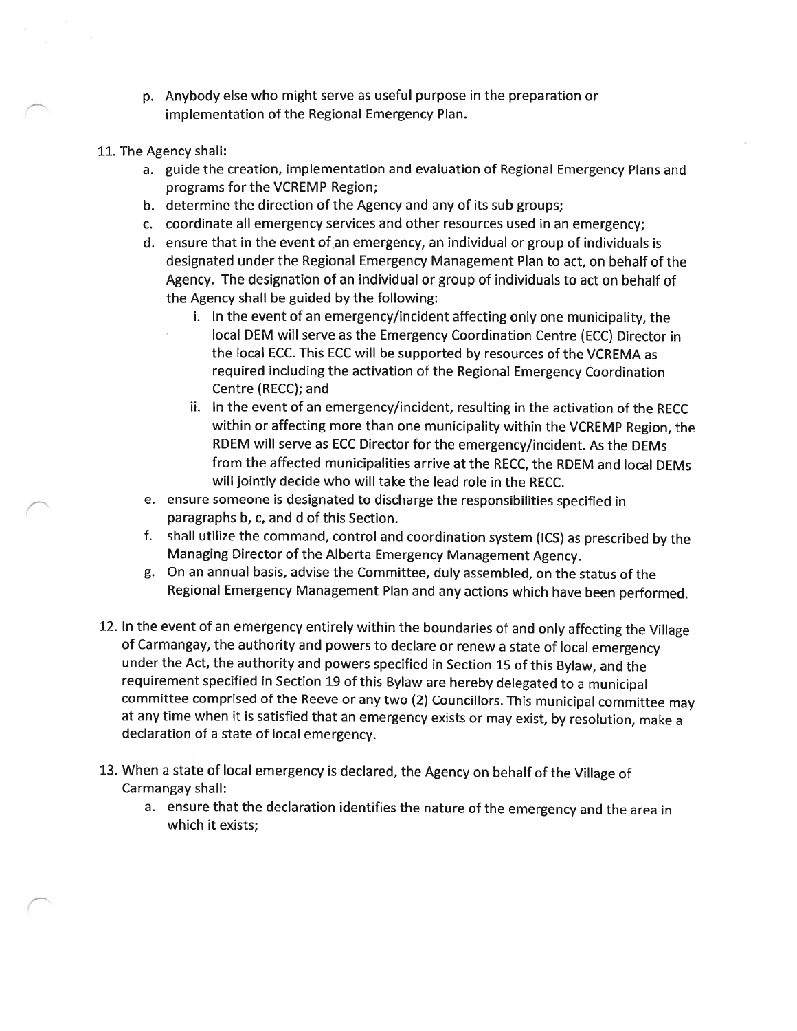p. Anybody else who might serve as useful purpose in the preparation or implementation of the Regional Emergency Plan.

11. The Agency shall:
    a. guide the creation, implementation and evaluation of Regional Emergency Plans and programs for the VCREMP Region;
    b. determine the direction of the Agency and any of its sub groups;
    c. coordinate all emergency services and other resources used in an emergency;
    d. ensure that in the event of an emergency, an individual or group of individuals is designated under the Regional Emergency Management Plan to act, on behalf of the Agency. The designation of an individual or group of individuals to act on behalf of the Agency shall be guided by the following:
        i. In the event of an emergency/incident affecting only one municipality, the local DEM will serve as the Emergency Coordination Centre (ECC) Director in the local ECC. This ECC will be supported by resources of the VCREMA as required including the activation of the Regional Emergency Coordination Centre (RECC); and
        ii. In the event of an emergency/incident, resulting in the activation of the RECC within or affecting more than one municipality within the VCREMP Region, the RDEM will serve as ECC Director for the emergency/incident. As the DEMs from the affected municipalities arrive at the RECC, the RDEM and local DEMs will jointly decide who will take the lead role in the RECC.
    e. ensure someone is designated to discharge the responsibilities specified in paragraphs b, c, and d of this Section.
    f. shall utilize the command, control and coordination system (ICS) as prescribed by the Managing Director of the Alberta Emergency Management Agency.
    g. On an annual basis, advise the Committee, duly assembled, on the status of the Regional Emergency Management Plan and any actions which have been performed.

12. In the event of an emergency entirely within the boundaries of and only affecting the Village of Carmangay, the authority and powers to declare or renew a state of local emergency under the Act, the authority and powers specified in Section 15 of this Bylaw, and the requirement specified in Section 19 of this Bylaw are hereby delegated to a municipal committee comprised of the Reeve or any two (2) Councillors. This municipal committee may at any time when it is satisfied that an emergency exists or may exist, by resolution, make a declaration of a state of local emergency.

13. When a state of local emergency is declared, the Agency on behalf of the Village of Carmangay shall:
    a. ensure that the declaration identifies the nature of the emergency and the area in which it exists;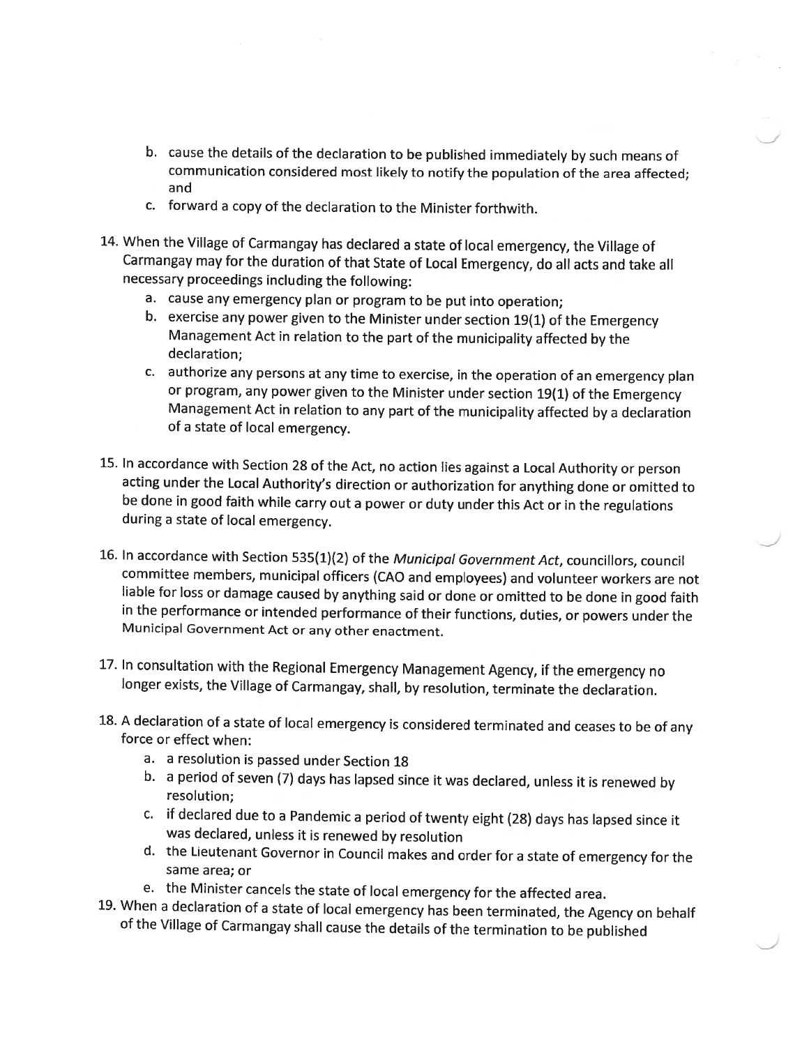b. cause the details of the declaration to be published immediately by such means of communication considered most likely to notify the population of the area affected; and
   c. forward a copy of the declaration to the Minister forthwith.

14. When the Village of Carmangay has declared a state of local emergency, the Village of Carmangay may for the duration of that State of Local Emergency, do all acts and take all necessary proceedings including the following:
    a. cause any emergency plan or program to be put into operation;
    b. exercise any power given to the Minister under section 19(1) of the Emergency Management Act in relation to the part of the municipality affected by the declaration;
    c. authorize any persons at any time to exercise, in the operation of an emergency plan or program, any power given to the Minister under section 19(1) of the Emergency Management Act in relation to any part of the municipality affected by a declaration of a state of local emergency.

15. In accordance with Section 28 of the Act, no action lies against a Local Authority or person acting under the Local Authority's direction or authorization for anything done or omitted to be done in good faith while carry out a power or duty under this Act or in the regulations during a state of local emergency.

16. In accordance with Section 535(1)(2) of the *Municipal Government Act*, councillors, council committee members, municipal officers (CAO and employees) and volunteer workers are not liable for loss or damage caused by anything said or done or omitted to be done in good faith in the performance or intended performance of their functions, duties, or powers under the Municipal Government Act or any other enactment.

17. In consultation with the Regional Emergency Management Agency, if the emergency no longer exists, the Village of Carmangay, shall, by resolution, terminate the declaration.

18. A declaration of a state of local emergency is considered terminated and ceases to be of any force or effect when:
    a. a resolution is passed under Section 18
    b. a period of seven (7) days has lapsed since it was declared, unless it is renewed by resolution;
    c. if declared due to a Pandemic a period of twenty eight (28) days has lapsed since it was declared, unless it is renewed by resolution
    d. the Lieutenant Governor in Council makes and order for a state of emergency for the same area; or
    e. the Minister cancels the state of local emergency for the affected area.

19. When a declaration of a state of local emergency has been terminated, the Agency on behalf of the Village of Carmangay shall cause the details of the termination to be published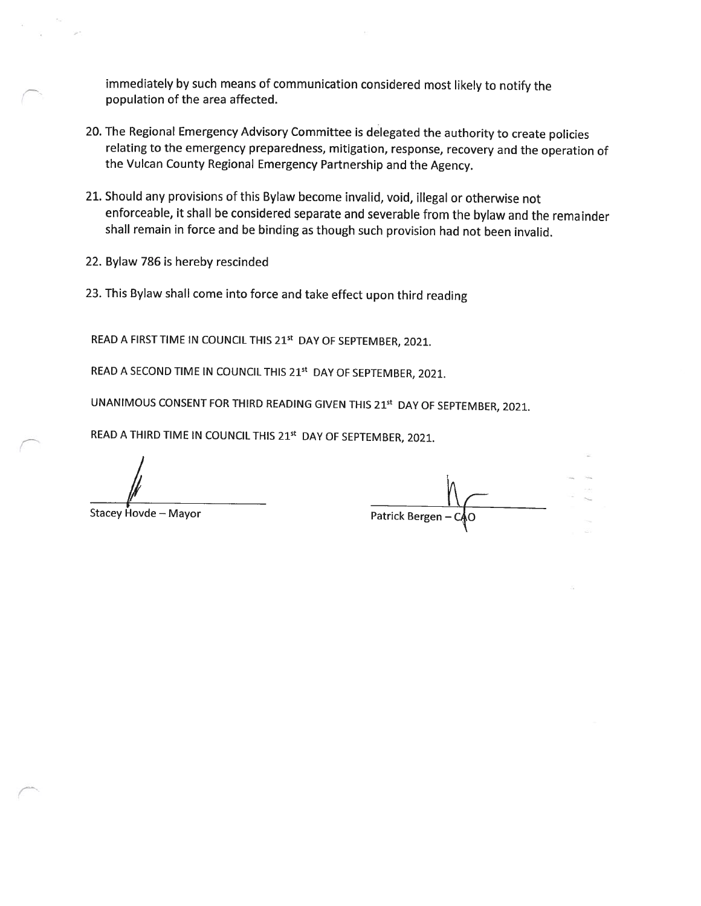immediately by such means of communication considered most likely to notify the population of the area affected.

20. The Regional Emergency Advisory Committee is delegated the authority to create policies relating to the emergency preparedness, mitigation, response, recovery and the operation of the Vulcan County Regional Emergency Partnership and the Agency.

21. Should any provisions of this Bylaw become invalid, void, illegal or otherwise not enforceable, it shall be considered separate and severable from the bylaw and the remainder shall remain in force and be binding as though such provision had not been invalid.

22. Bylaw 786 is hereby rescinded

23. This Bylaw shall come into force and take effect upon third reading

READ A FIRST TIME IN COUNCIL THIS 21st DAY OF SEPTEMBER, 2021.

READ A SECOND TIME IN COUNCIL THIS 21st DAY OF SEPTEMBER, 2021.

UNANIMOUS CONSENT FOR THIRD READING GIVEN THIS 21st DAY OF SEPTEMBER, 2021.

READ A THIRD TIME IN COUNCIL THIS 21st DAY OF SEPTEMBER, 2021.

Stacey Hovde – Mayor

Patrick Bergen – CAO